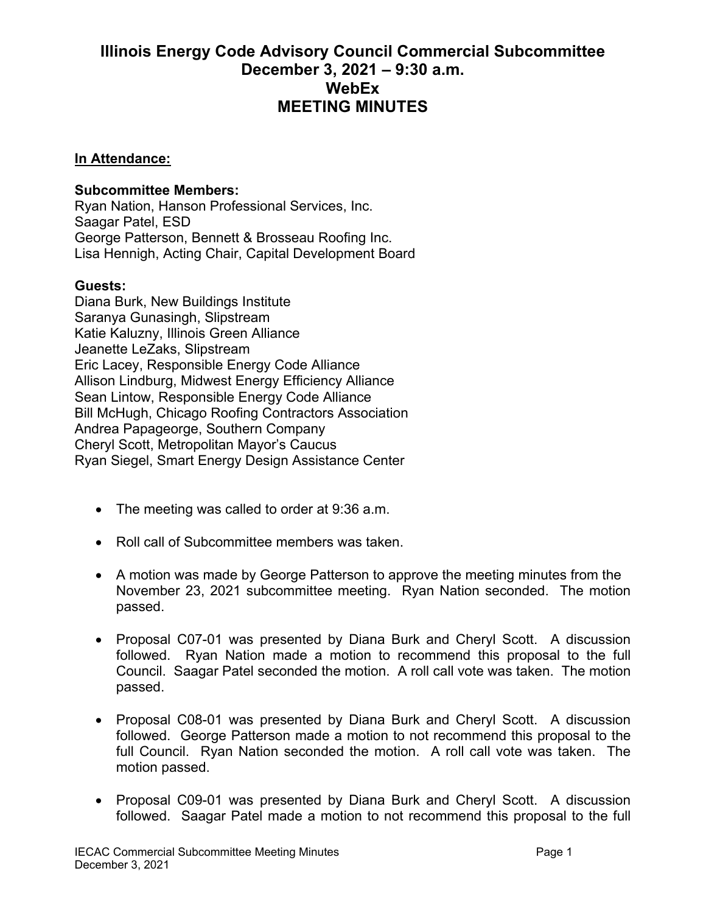# Illinois Energy Code Advisory Council Commercial Subcommittee
## December 3, 2021 – 9:30 a.m.
## WebEx
## MEETING MINUTES

**In Attendance:**

**Subcommittee Members:**
Ryan Nation, Hanson Professional Services, Inc.
Saagar Patel, ESD
George Patterson, Bennett & Brosseau Roofing Inc.
Lisa Hennigh, Acting Chair, Capital Development Board

**Guests:**
Diana Burk, New Buildings Institute
Saranya Gunasingh, Slipstream
Katie Kaluzny, Illinois Green Alliance
Jeanette LeZaks, Slipstream
Eric Lacey, Responsible Energy Code Alliance
Allison Lindburg, Midwest Energy Efficiency Alliance
Sean Lintow, Responsible Energy Code Alliance
Bill McHugh, Chicago Roofing Contractors Association
Andrea Papageorge, Southern Company
Cheryl Scott, Metropolitan Mayor's Caucus
Ryan Siegel, Smart Energy Design Assistance Center

- The meeting was called to order at 9:36 a.m.
- Roll call of Subcommittee members was taken.
- A motion was made by George Patterson to approve the meeting minutes from the November 23, 2021 subcommittee meeting. Ryan Nation seconded. The motion passed.
- Proposal C07-01 was presented by Diana Burk and Cheryl Scott. A discussion followed. Ryan Nation made a motion to recommend this proposal to the full Council. Saagar Patel seconded the motion. A roll call vote was taken. The motion passed.
- Proposal C08-01 was presented by Diana Burk and Cheryl Scott. A discussion followed. George Patterson made a motion to not recommend this proposal to the full Council. Ryan Nation seconded the motion. A roll call vote was taken. The motion passed.
- Proposal C09-01 was presented by Diana Burk and Cheryl Scott. A discussion followed. Saagar Patel made a motion to not recommend this proposal to the full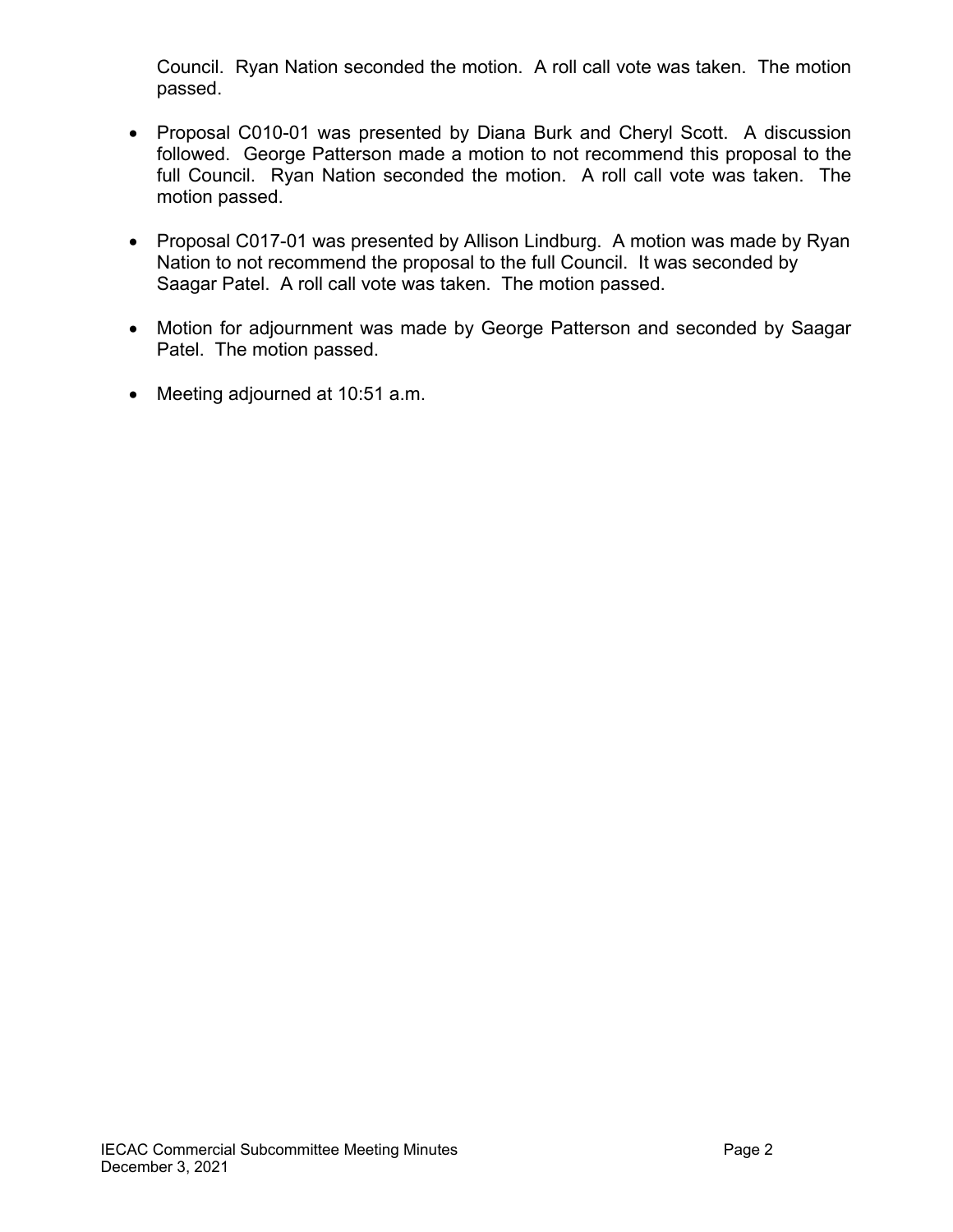Council. Ryan Nation seconded the motion. A roll call vote was taken. The motion passed.

- Proposal C010-01 was presented by Diana Burk and Cheryl Scott. A discussion followed. George Patterson made a motion to not recommend this proposal to the full Council. Ryan Nation seconded the motion. A roll call vote was taken. The motion passed.

- Proposal C017-01 was presented by Allison Lindburg. A motion was made by Ryan Nation to not recommend the proposal to the full Council. It was seconded by Saagar Patel. A roll call vote was taken. The motion passed.

- Motion for adjournment was made by George Patterson and seconded by Saagar Patel. The motion passed.

- Meeting adjourned at 10:51 a.m.